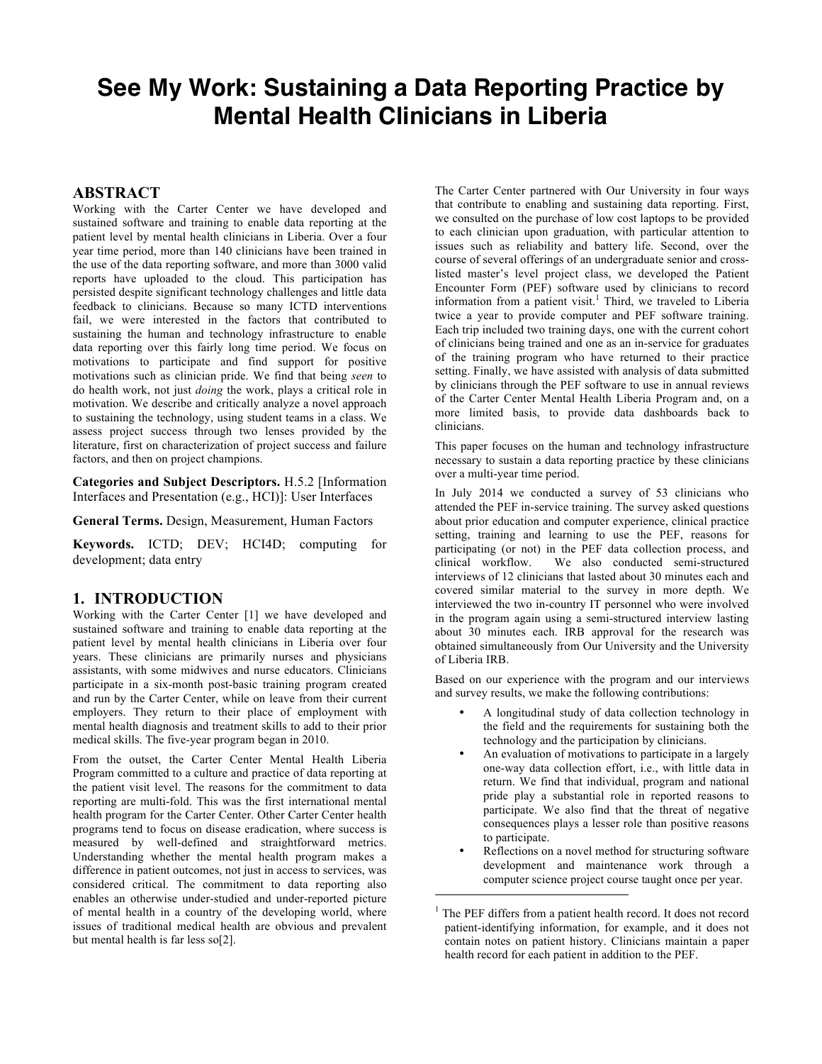# See My Work: Sustaining a Data Reporting Practice by Mental Health Clinicians in Liberia

## ABSTRACT

Working with the Carter Center we have developed and sustained software and training to enable data reporting at the patient level by mental health clinicians in Liberia. Over a four year time period, more than 140 clinicians have been trained in the use of the data reporting software, and more than 3000 valid reports have uploaded to the cloud. This participation has persisted despite significant technology challenges and little data feedback to clinicians. Because so many ICTD interventions fail, we were interested in the factors that contributed to sustaining the human and technology infrastructure to enable data reporting over this fairly long time period. We focus on motivations to participate and find support for positive motivations such as clinician pride. We find that being *seen* to do health work, not just *doing* the work, plays a critical role in motivation. We describe and critically analyze a novel approach to sustaining the technology, using student teams in a class. We assess project success through two lenses provided by the literature, first on characterization of project success and failure factors, and then on project champions.

**Categories and Subject Descriptors.** H.5.2 [Information Interfaces and Presentation (e.g., HCI)]: User Interfaces

**General Terms.** Design, Measurement, Human Factors

**Keywords.** ICTD; DEV; HCI4D; computing for development; data entry

## 1. INTRODUCTION

Working with the Carter Center [1] we have developed and sustained software and training to enable data reporting at the patient level by mental health clinicians in Liberia over four years. These clinicians are primarily nurses and physicians assistants, with some midwives and nurse educators. Clinicians participate in a six-month post-basic training program created and run by the Carter Center, while on leave from their current employers. They return to their place of employment with mental health diagnosis and treatment skills to add to their prior medical skills. The five-year program began in 2010.

From the outset, the Carter Center Mental Health Liberia Program committed to a culture and practice of data reporting at the patient visit level. The reasons for the commitment to data reporting are multi-fold. This was the first international mental health program for the Carter Center. Other Carter Center health programs tend to focus on disease eradication, where success is measured by well-defined and straightforward metrics. Understanding whether the mental health program makes a difference in patient outcomes, not just in access to services, was considered critical. The commitment to data reporting also enables an otherwise under-studied and under-reported picture of mental health in a country of the developing world, where issues of traditional medical health are obvious and prevalent but mental health is far less so[2].

The Carter Center partnered with Our University in four ways that contribute to enabling and sustaining data reporting. First, we consulted on the purchase of low cost laptops to be provided to each clinician upon graduation, with particular attention to issues such as reliability and battery life. Second, over the course of several offerings of an undergraduate senior and cross-listed master's level project class, we developed the Patient Encounter Form (PEF) software used by clinicians to record information from a patient visit.[1] Third, we traveled to Liberia twice a year to provide computer and PEF software training. Each trip included two training days, one with the current cohort of clinicians being trained and one as an in-service for graduates of the training program who have returned to their practice setting. Finally, we have assisted with analysis of data submitted by clinicians through the PEF software to use in annual reviews of the Carter Center Mental Health Liberia Program and, on a more limited basis, to provide data dashboards back to clinicians.

This paper focuses on the human and technology infrastructure necessary to sustain a data reporting practice by these clinicians over a multi-year time period.

In July 2014 we conducted a survey of 53 clinicians who attended the PEF in-service training. The survey asked questions about prior education and computer experience, clinical practice setting, training and learning to use the PEF, reasons for participating (or not) in the PEF data collection process, and clinical workflow. We also conducted semi-structured interviews of 12 clinicians that lasted about 30 minutes each and covered similar material to the survey in more depth. We interviewed the two in-country IT personnel who were involved in the program again using a semi-structured interview lasting about 30 minutes each. IRB approval for the research was obtained simultaneously from Our University and the University of Liberia IRB.

Based on our experience with the program and our interviews and survey results, we make the following contributions:

- A longitudinal study of data collection technology in the field and the requirements for sustaining both the technology and the participation by clinicians.
- An evaluation of motivations to participate in a largely one-way data collection effort, i.e., with little data in return. We find that individual, program and national pride play a substantial role in reported reasons to participate. We also find that the threat of negative consequences plays a lesser role than positive reasons to participate.
- Reflections on a novel method for structuring software development and maintenance work through a computer science project course taught once per year.

[1] The PEF differs from a patient health record. It does not record patient-identifying information, for example, and it does not contain notes on patient history. Clinicians maintain a paper health record for each patient in addition to the PEF.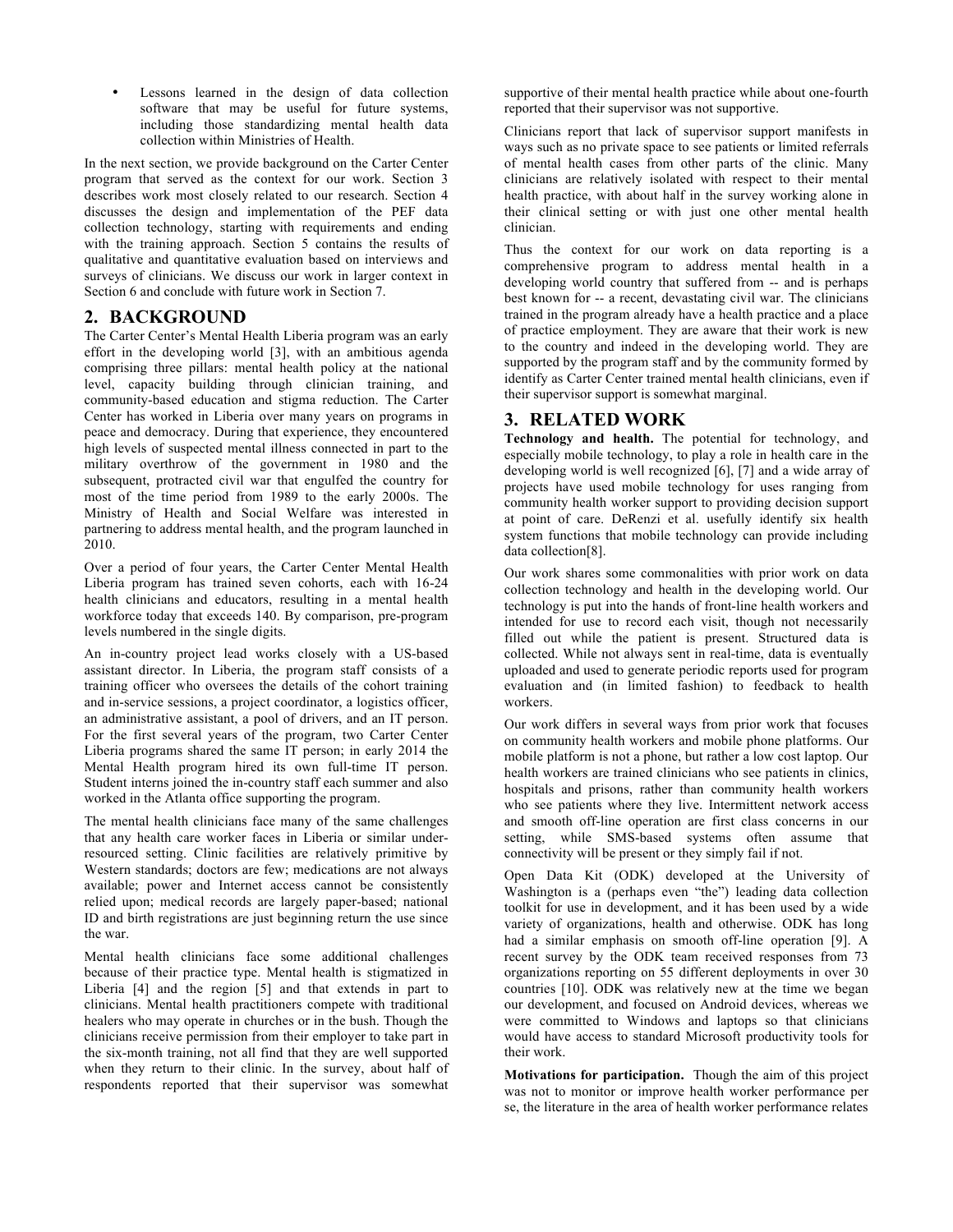- Lessons learned in the design of data collection software that may be useful for future systems, including those standardizing mental health data collection within Ministries of Health.

In the next section, we provide background on the Carter Center program that served as the context for our work. Section 3 describes work most closely related to our research. Section 4 discusses the design and implementation of the PEF data collection technology, starting with requirements and ending with the training approach. Section 5 contains the results of qualitative and quantitative evaluation based on interviews and surveys of clinicians. We discuss our work in larger context in Section 6 and conclude with future work in Section 7.

## 2. BACKGROUND

The Carter Center's Mental Health Liberia program was an early effort in the developing world [3], with an ambitious agenda comprising three pillars: mental health policy at the national level, capacity building through clinician training, and community-based education and stigma reduction. The Carter Center has worked in Liberia over many years on programs in peace and democracy. During that experience, they encountered high levels of suspected mental illness connected in part to the military overthrow of the government in 1980 and the subsequent, protracted civil war that engulfed the country for most of the time period from 1989 to the early 2000s. The Ministry of Health and Social Welfare was interested in partnering to address mental health, and the program launched in 2010.

Over a period of four years, the Carter Center Mental Health Liberia program has trained seven cohorts, each with 16-24 health clinicians and educators, resulting in a mental health workforce today that exceeds 140. By comparison, pre-program levels numbered in the single digits.

An in-country project lead works closely with a US-based assistant director. In Liberia, the program staff consists of a training officer who oversees the details of the cohort training and in-service sessions, a project coordinator, a logistics officer, an administrative assistant, a pool of drivers, and an IT person. For the first several years of the program, two Carter Center Liberia programs shared the same IT person; in early 2014 the Mental Health program hired its own full-time IT person. Student interns joined the in-country staff each summer and also worked in the Atlanta office supporting the program.

The mental health clinicians face many of the same challenges that any health care worker faces in Liberia or similar under-resourced setting. Clinic facilities are relatively primitive by Western standards; doctors are few; medications are not always available; power and Internet access cannot be consistently relied upon; medical records are largely paper-based; national ID and birth registrations are just beginning return the use since the war.

Mental health clinicians face some additional challenges because of their practice type. Mental health is stigmatized in Liberia [4] and the region [5] and that extends in part to clinicians. Mental health practitioners compete with traditional healers who may operate in churches or in the bush. Though the clinicians receive permission from their employer to take part in the six-month training, not all find that they are well supported when they return to their clinic. In the survey, about half of respondents reported that their supervisor was somewhat supportive of their mental health practice while about one-fourth reported that their supervisor was not supportive.

Clinicians report that lack of supervisor support manifests in ways such as no private space to see patients or limited referrals of mental health cases from other parts of the clinic. Many clinicians are relatively isolated with respect to their mental health practice, with about half in the survey working alone in their clinical setting or with just one other mental health clinician.

Thus the context for our work on data reporting is a comprehensive program to address mental health in a developing world country that suffered from -- and is perhaps best known for -- a recent, devastating civil war. The clinicians trained in the program already have a health practice and a place of practice employment. They are aware that their work is new to the country and indeed in the developing world. They are supported by the program staff and by the community formed by identify as Carter Center trained mental health clinicians, even if their supervisor support is somewhat marginal.

## 3. RELATED WORK

**Technology and health.** The potential for technology, and especially mobile technology, to play a role in health care in the developing world is well recognized [6], [7] and a wide array of projects have used mobile technology for uses ranging from community health worker support to providing decision support at point of care. DeRenzi et al. usefully identify six health system functions that mobile technology can provide including data collection[8].

Our work shares some commonalities with prior work on data collection technology and health in the developing world. Our technology is put into the hands of front-line health workers and intended for use to record each visit, though not necessarily filled out while the patient is present. Structured data is collected. While not always sent in real-time, data is eventually uploaded and used to generate periodic reports used for program evaluation and (in limited fashion) to feedback to health workers.

Our work differs in several ways from prior work that focuses on community health workers and mobile phone platforms. Our mobile platform is not a phone, but rather a low cost laptop. Our health workers are trained clinicians who see patients in clinics, hospitals and prisons, rather than community health workers who see patients where they live. Intermittent network access and smooth off-line operation are first class concerns in our setting, while SMS-based systems often assume that connectivity will be present or they simply fail if not.

Open Data Kit (ODK) developed at the University of Washington is a (perhaps even "the") leading data collection toolkit for use in development, and it has been used by a wide variety of organizations, health and otherwise. ODK has long had a similar emphasis on smooth off-line operation [9]. A recent survey by the ODK team received responses from 73 organizations reporting on 55 different deployments in over 30 countries [10]. ODK was relatively new at the time we began our development, and focused on Android devices, whereas we were committed to Windows and laptops so that clinicians would have access to standard Microsoft productivity tools for their work.

**Motivations for participation.** Though the aim of this project was not to monitor or improve health worker performance per se, the literature in the area of health worker performance relates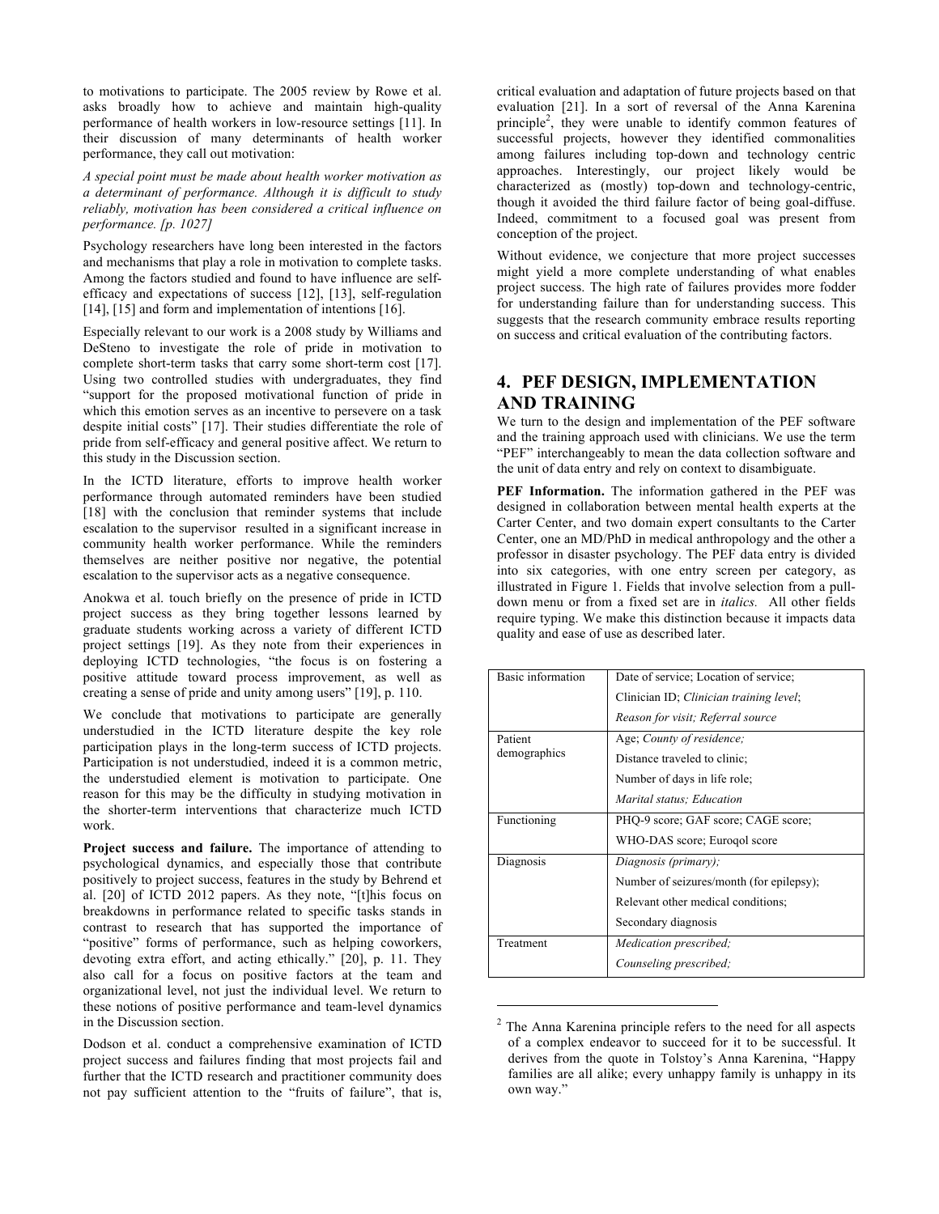to motivations to participate. The 2005 review by Rowe et al. asks broadly how to achieve and maintain high-quality performance of health workers in low-resource settings [11]. In their discussion of many determinants of health worker performance, they call out motivation:

*A special point must be made about health worker motivation as a determinant of performance. Although it is difficult to study reliably, motivation has been considered a critical influence on performance. [p. 1027]*

Psychology researchers have long been interested in the factors and mechanisms that play a role in motivation to complete tasks. Among the factors studied and found to have influence are self-efficacy and expectations of success [12], [13], self-regulation [14], [15] and form and implementation of intentions [16].

Especially relevant to our work is a 2008 study by Williams and DeSteno to investigate the role of pride in motivation to complete short-term tasks that carry some short-term cost [17]. Using two controlled studies with undergraduates, they find "support for the proposed motivational function of pride in which this emotion serves as an incentive to persevere on a task despite initial costs" [17]. Their studies differentiate the role of pride from self-efficacy and general positive affect. We return to this study in the Discussion section.

In the ICTD literature, efforts to improve health worker performance through automated reminders have been studied [18] with the conclusion that reminder systems that include escalation to the supervisor resulted in a significant increase in community health worker performance. While the reminders themselves are neither positive nor negative, the potential escalation to the supervisor acts as a negative consequence.

Anokwa et al. touch briefly on the presence of pride in ICTD project success as they bring together lessons learned by graduate students working across a variety of different ICTD project settings [19]. As they note from their experiences in deploying ICTD technologies, "the focus is on fostering a positive attitude toward process improvement, as well as creating a sense of pride and unity among users" [19], p. 110.

We conclude that motivations to participate are generally understudied in the ICTD literature despite the key role participation plays in the long-term success of ICTD projects. Participation is not understudied, indeed it is a common metric, the understudied element is motivation to participate. One reason for this may be the difficulty in studying motivation in the shorter-term interventions that characterize much ICTD work.

**Project success and failure.** The importance of attending to psychological dynamics, and especially those that contribute positively to project success, features in the study by Behrend et al. [20] of ICTD 2012 papers. As they note, "[t]his focus on breakdowns in performance related to specific tasks stands in contrast to research that has supported the importance of "positive" forms of performance, such as helping coworkers, devoting extra effort, and acting ethically." [20], p. 11. They also call for a focus on positive factors at the team and organizational level, not just the individual level. We return to these notions of positive performance and team-level dynamics in the Discussion section.

Dodson et al. conduct a comprehensive examination of ICTD project success and failures finding that most projects fail and further that the ICTD research and practitioner community does not pay sufficient attention to the "fruits of failure", that is, critical evaluation and adaptation of future projects based on that evaluation [21]. In a sort of reversal of the Anna Karenina principle[2], they were unable to identify common features of successful projects, however they identified commonalities among failures including top-down and technology centric approaches. Interestingly, our project likely would be characterized as (mostly) top-down and technology-centric, though it avoided the third failure factor of being goal-diffuse. Indeed, commitment to a focused goal was present from conception of the project.

Without evidence, we conjecture that more project successes might yield a more complete understanding of what enables project success. The high rate of failures provides more fodder for understanding failure than for understanding success. This suggests that the research community embrace results reporting on success and critical evaluation of the contributing factors.

## 4. PEF DESIGN, IMPLEMENTATION AND TRAINING

We turn to the design and implementation of the PEF software and the training approach used with clinicians. We use the term "PEF" interchangeably to mean the data collection software and the unit of data entry and rely on context to disambiguate.

**PEF Information.** The information gathered in the PEF was designed in collaboration between mental health experts at the Carter Center, and two domain expert consultants to the Carter Center, one an MD/PhD in medical anthropology and the other a professor in disaster psychology. The PEF data entry is divided into six categories, with one entry screen per category, as illustrated in Figure 1. Fields that involve selection from a pull-down menu or from a fixed set are in *italics*. All other fields require typing. We make this distinction because it impacts data quality and ease of use as described later.

| | |
|---|---|
| Basic information | Date of service; Location of service; |
| | Clinician ID; *Clinician training level*; |
| | *Reason for visit; Referral source* |
| Patient demographics | Age; *County of residence;* |
| | Distance traveled to clinic; |
| | Number of days in life role; |
| | *Marital status; Education* |
| Functioning | PHQ-9 score; GAF score; CAGE score; |
| | WHO-DAS score; Euroqol score |
| Diagnosis | *Diagnosis (primary);* |
| | Number of seizures/month (for epilepsy); |
| | Relevant other medical conditions; |
| | Secondary diagnosis |
| Treatment | *Medication prescribed;* |
| | *Counseling prescribed;* |

[2] The Anna Karenina principle refers to the need for all aspects of a complex endeavor to succeed for it to be successful. It derives from the quote in Tolstoy's Anna Karenina, "Happy families are all alike; every unhappy family is unhappy in its own way."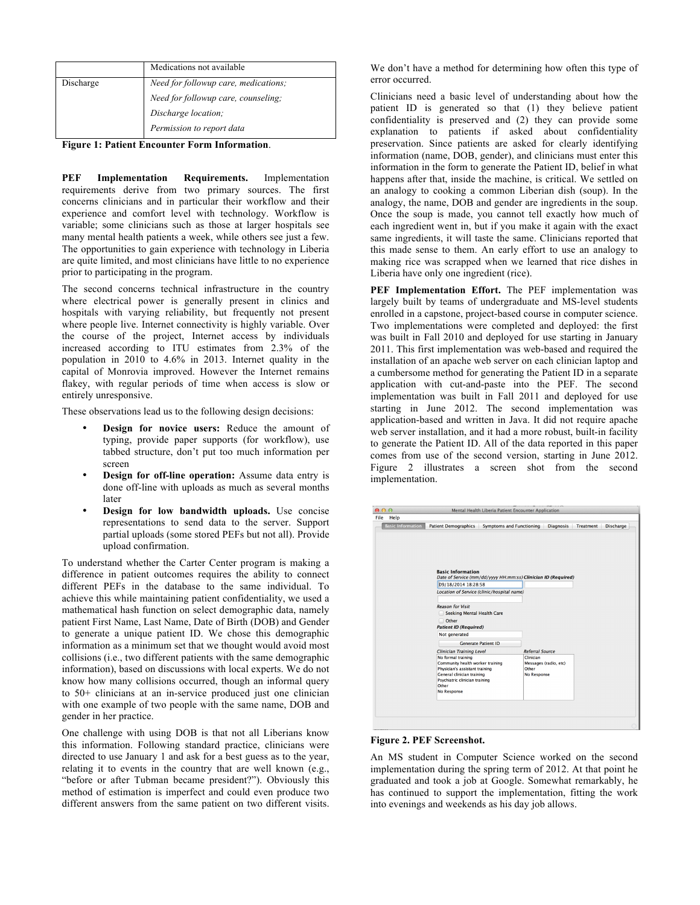| | |
|---|---|
| | Medications not available |
| Discharge | *Need for followup care, medications;* |
| | *Need for followup care, counseling;* |
| | *Discharge location;* |
| | *Permission to report data* |

**Figure 1: Patient Encounter Form Information**.

**PEF Implementation Requirements.** Implementation requirements derive from two primary sources. The first concerns clinicians and in particular their workflow and their experience and comfort level with technology. Workflow is variable; some clinicians such as those at larger hospitals see many mental health patients a week, while others see just a few. The opportunities to gain experience with technology in Liberia are quite limited, and most clinicians have little to no experience prior to participating in the program.

The second concerns technical infrastructure in the country where electrical power is generally present in clinics and hospitals with varying reliability, but frequently not present where people live. Internet connectivity is highly variable. Over the course of the project, Internet access by individuals increased according to ITU estimates from 2.3% of the population in 2010 to 4.6% in 2013. Internet quality in the capital of Monrovia improved. However the Internet remains flakey, with regular periods of time when access is slow or entirely unresponsive.

These observations lead us to the following design decisions:

- **Design for novice users:** Reduce the amount of typing, provide paper supports (for workflow), use tabbed structure, don't put too much information per screen
- **Design for off-line operation:** Assume data entry is done off-line with uploads as much as several months later
- **Design for low bandwidth uploads.** Use concise representations to send data to the server. Support partial uploads (some stored PEFs but not all). Provide upload confirmation.

To understand whether the Carter Center program is making a difference in patient outcomes requires the ability to connect different PEFs in the database to the same individual. To achieve this while maintaining patient confidentiality, we used a mathematical hash function on select demographic data, namely patient First Name, Last Name, Date of Birth (DOB) and Gender to generate a unique patient ID. We chose this demographic information as a minimum set that we thought would avoid most collisions (i.e., two different patients with the same demographic information), based on discussions with local experts. We do not know how many collisions occurred, though an informal query to 50+ clinicians at an in-service produced just one clinician with one example of two people with the same name, DOB and gender in her practice.

One challenge with using DOB is that not all Liberians know this information. Following standard practice, clinicians were directed to use January 1 and ask for a best guess as to the year, relating it to events in the country that are well known (e.g., "before or after Tubman became president?"). Obviously this method of estimation is imperfect and could even produce two different answers from the same patient on two different visits. We don't have a method for determining how often this type of error occurred.

Clinicians need a basic level of understanding about how the patient ID is generated so that (1) they believe patient confidentiality is preserved and (2) they can provide some explanation to patients if asked about confidentiality preservation. Since patients are asked for clearly identifying information (name, DOB, gender), and clinicians must enter this information in the form to generate the Patient ID, belief in what happens after that, inside the machine, is critical. We settled on an analogy to cooking a common Liberian dish (soup). In the analogy, the name, DOB and gender are ingredients in the soup. Once the soup is made, you cannot tell exactly how much of each ingredient went in, but if you make it again with the exact same ingredients, it will taste the same. Clinicians reported that this made sense to them. An early effort to use an analogy to making rice was scrapped when we learned that rice dishes in Liberia have only one ingredient (rice).

**PEF Implementation Effort.** The PEF implementation was largely built by teams of undergraduate and MS-level students enrolled in a capstone, project-based course in computer science. Two implementations were completed and deployed: the first was built in Fall 2010 and deployed for use starting in January 2011. This first implementation was web-based and required the installation of an apache web server on each clinician laptop and a cumbersome method for generating the Patient ID in a separate application with cut-and-paste into the PEF. The second implementation was built in Fall 2011 and deployed for use starting in June 2012. The second implementation was application-based and written in Java. It did not require apache web server installation, and it had a more robust, built-in facility to generate the Patient ID. All of the data reported in this paper comes from use of the second version, starting in June 2012. Figure 2 illustrates a screen shot from the second implementation.

**Figure 2. PEF Screenshot.**

An MS student in Computer Science worked on the second implementation during the spring term of 2012. At that point he graduated and took a job at Google. Somewhat remarkably, he has continued to support the implementation, fitting the work into evenings and weekends as his day job allows.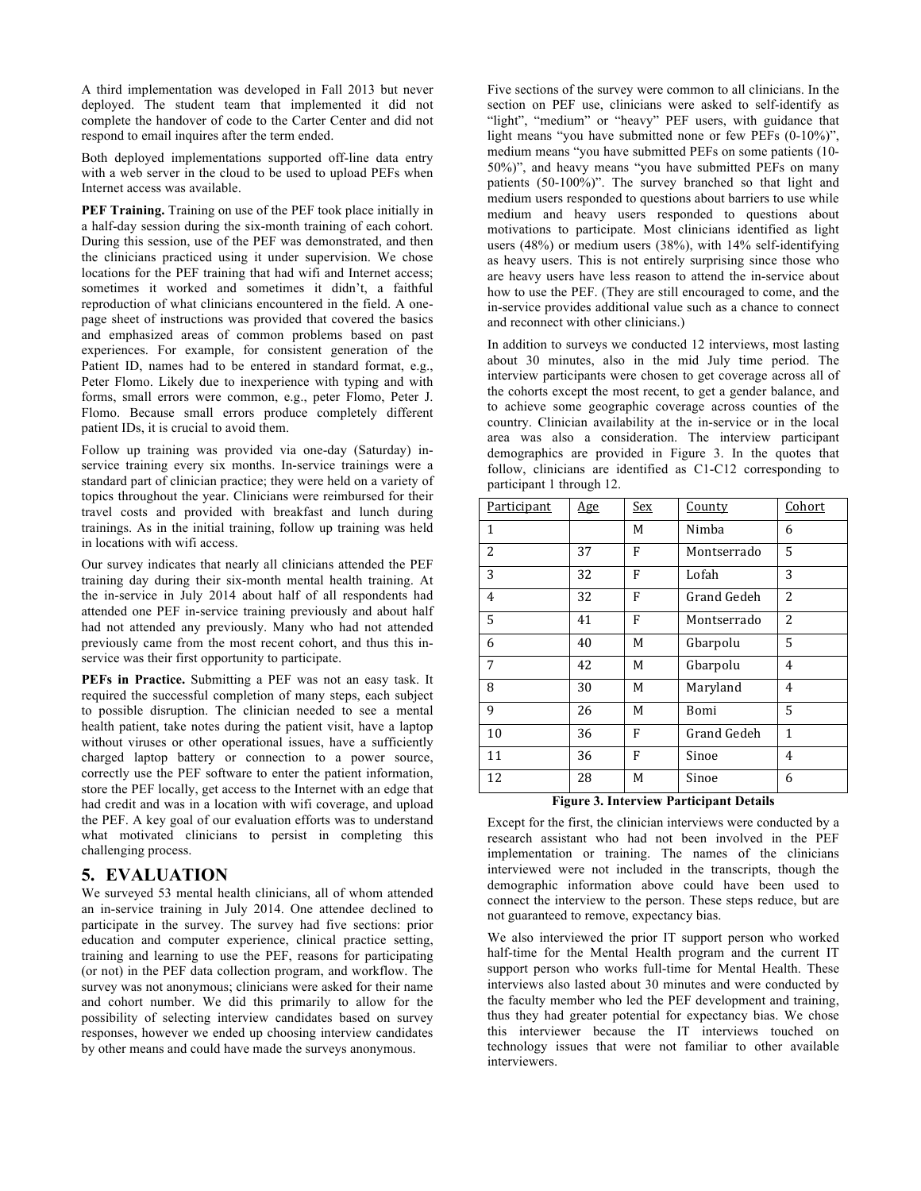A third implementation was developed in Fall 2013 but never deployed. The student team that implemented it did not complete the handover of code to the Carter Center and did not respond to email inquires after the term ended.

Both deployed implementations supported off-line data entry with a web server in the cloud to be used to upload PEFs when Internet access was available.

**PEF Training.** Training on use of the PEF took place initially in a half-day session during the six-month training of each cohort. During this session, use of the PEF was demonstrated, and then the clinicians practiced using it under supervision. We chose locations for the PEF training that had wifi and Internet access; sometimes it worked and sometimes it didn't, a faithful reproduction of what clinicians encountered in the field. A one-page sheet of instructions was provided that covered the basics and emphasized areas of common problems based on past experiences. For example, for consistent generation of the Patient ID, names had to be entered in standard format, e.g., Peter Flomo. Likely due to inexperience with typing and with forms, small errors were common, e.g., peter Flomo, Peter J. Flomo. Because small errors produce completely different patient IDs, it is crucial to avoid them.

Follow up training was provided via one-day (Saturday) in-service training every six months. In-service trainings were a standard part of clinician practice; they were held on a variety of topics throughout the year. Clinicians were reimbursed for their travel costs and provided with breakfast and lunch during trainings. As in the initial training, follow up training was held in locations with wifi access.

Our survey indicates that nearly all clinicians attended the PEF training day during their six-month mental health training. At the in-service in July 2014 about half of all respondents had attended one PEF in-service training previously and about half had not attended any previously. Many who had not attended previously came from the most recent cohort, and thus this in-service was their first opportunity to participate.

**PEFs in Practice.** Submitting a PEF was not an easy task. It required the successful completion of many steps, each subject to possible disruption. The clinician needed to see a mental health patient, take notes during the patient visit, have a laptop without viruses or other operational issues, have a sufficiently charged laptop battery or connection to a power source, correctly use the PEF software to enter the patient information, store the PEF locally, get access to the Internet with an edge that had credit and was in a location with wifi coverage, and upload the PEF. A key goal of our evaluation efforts was to understand what motivated clinicians to persist in completing this challenging process.

## 5. EVALUATION

We surveyed 53 mental health clinicians, all of whom attended an in-service training in July 2014. One attendee declined to participate in the survey. The survey had five sections: prior education and computer experience, clinical practice setting, training and learning to use the PEF, reasons for participating (or not) in the PEF data collection program, and workflow. The survey was not anonymous; clinicians were asked for their name and cohort number. We did this primarily to allow for the possibility of selecting interview candidates based on survey responses, however we ended up choosing interview candidates by other means and could have made the surveys anonymous.

Five sections of the survey were common to all clinicians. In the section on PEF use, clinicians were asked to self-identify as "light", "medium" or "heavy" PEF users, with guidance that light means "you have submitted none or few PEFs (0-10%)", medium means "you have submitted PEFs on some patients (10-50%)", and heavy means "you have submitted PEFs on many patients (50-100%)". The survey branched so that light and medium users responded to questions about barriers to use while medium and heavy users responded to questions about motivations to participate. Most clinicians identified as light users (48%) or medium users (38%), with 14% self-identifying as heavy users. This is not entirely surprising since those who are heavy users have less reason to attend the in-service about how to use the PEF. (They are still encouraged to come, and the in-service provides additional value such as a chance to connect and reconnect with other clinicians.)

In addition to surveys we conducted 12 interviews, most lasting about 30 minutes, also in the mid July time period. The interview participants were chosen to get coverage across all of the cohorts except the most recent, to get a gender balance, and to achieve some geographic coverage across counties of the country. Clinician availability at the in-service or in the local area was also a consideration. The interview participant demographics are provided in Figure 3. In the quotes that follow, clinicians are identified as C1-C12 corresponding to participant 1 through 12.

| Participant | Age | Sex | County | Cohort |
|---|---|---|---|---|
| 1 | | M | Nimba | 6 |
| 2 | 37 | F | Montserrado | 5 |
| 3 | 32 | F | Lofah | 3 |
| 4 | 32 | F | Grand Gedeh | 2 |
| 5 | 41 | F | Montserrado | 2 |
| 6 | 40 | M | Gbarpolu | 5 |
| 7 | 42 | M | Gbarpolu | 4 |
| 8 | 30 | M | Maryland | 4 |
| 9 | 26 | M | Bomi | 5 |
| 10 | 36 | F | Grand Gedeh | 1 |
| 11 | 36 | F | Sinoe | 4 |
| 12 | 28 | M | Sinoe | 6 |

**Figure 3. Interview Participant Details**

Except for the first, the clinician interviews were conducted by a research assistant who had not been involved in the PEF implementation or training. The names of the clinicians interviewed were not included in the transcripts, though the demographic information above could have been used to connect the interview to the person. These steps reduce, but are not guaranteed to remove, expectancy bias.

We also interviewed the prior IT support person who worked half-time for the Mental Health program and the current IT support person who works full-time for Mental Health. These interviews also lasted about 30 minutes and were conducted by the faculty member who led the PEF development and training, thus they had greater potential for expectancy bias. We chose this interviewer because the IT interviews touched on technology issues that were not familiar to other available interviewers.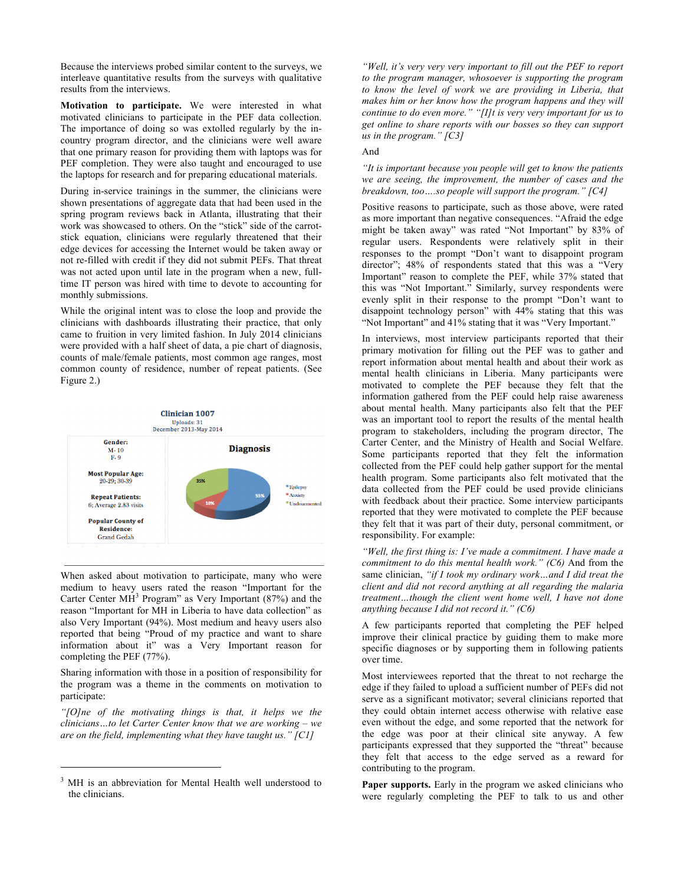Because the interviews probed similar content to the surveys, we interleave quantitative results from the surveys with qualitative results from the interviews.

**Motivation to participate.** We were interested in what motivated clinicians to participate in the PEF data collection. The importance of doing so was extolled regularly by the in-country program director, and the clinicians were well aware that one primary reason for providing them with laptops was for PEF completion. They were also taught and encouraged to use the laptops for research and for preparing educational materials.

During in-service trainings in the summer, the clinicians were shown presentations of aggregate data that had been used in the spring program reviews back in Atlanta, illustrating that their work was showcased to others. On the "stick" side of the carrot-stick equation, clinicians were regularly threatened that their edge devices for accessing the Internet would be taken away or not re-filled with credit if they did not submit PEFs. That threat was not acted upon until late in the program when a new, full-time IT person was hired with time to devote to accounting for monthly submissions.

While the original intent was to close the loop and provide the clinicians with dashboards illustrating their practice, that only came to fruition in very limited fashion. In July 2014 clinicians were provided with a half sheet of data, a pie chart of diagnosis, counts of male/female patients, most common age ranges, most common county of residence, number of repeat patients. (See Figure 2.)

**Clinician 1007**
Uploads: 31
December 2013-May 2014

Gender:
M- 10
F- 9

Most Popular Age:
20-29; 30-39

Repeat Patients:
6; Average 2.83 visits

Popular County of Residence:
Grand Gedah

Diagnosis: Epilepsy 55%, Anxiety 10%, Undocumented 35%

When asked about motivation to participate, many who were medium to heavy users rated the reason "Important for the Carter Center MH[3] Program" as Very Important (87%) and the reason "Important for MH in Liberia to have data collection" as also Very Important (94%). Most medium and heavy users also reported that being "Proud of my practice and want to share information about it" was a Very Important reason for completing the PEF (77%).

Sharing information with those in a position of responsibility for the program was a theme in the comments on motivation to participate:

*"[O]ne of the motivating things is that, it helps we the clinicians…to let Carter Center know that we are working – we are on the field, implementing what they have taught us." [C1]*

*"Well, it's very very very important to fill out the PEF to report to the program manager, whosoever is supporting the program to know the level of work we are providing in Liberia, that makes him or her know how the program happens and they will continue to do even more." "[I]t is very very important for us to get online to share reports with our bosses so they can support us in the program." [C3]*

And

*"It is important because you people will get to know the patients we are seeing, the improvement, the number of cases and the breakdown, too….so people will support the program." [C4]*

Positive reasons to participate, such as those above, were rated as more important than negative consequences. "Afraid the edge might be taken away" was rated "Not Important" by 83% of regular users. Respondents were relatively split in their responses to the prompt "Don't want to disappoint program director"; 48% of respondents stated that this was a "Very Important" reason to complete the PEF, while 37% stated that this was "Not Important." Similarly, survey respondents were evenly split in their response to the prompt "Don't want to disappoint technology person" with 44% stating that this was "Not Important" and 41% stating that it was "Very Important."

In interviews, most interview participants reported that their primary motivation for filling out the PEF was to gather and report information about mental health and about their work as mental health clinicians in Liberia. Many participants were motivated to complete the PEF because they felt that the information gathered from the PEF could help raise awareness about mental health. Many participants also felt that the PEF was an important tool to report the results of the mental health program to stakeholders, including the program director, The Carter Center, and the Ministry of Health and Social Welfare. Some participants reported that they felt the information collected from the PEF could help gather support for the mental health program. Some participants also felt motivated that the data collected from the PEF could be used provide clinicians with feedback about their practice. Some interview participants reported that they were motivated to complete the PEF because they felt that it was part of their duty, personal commitment, or responsibility. For example:

*"Well, the first thing is: I've made a commitment. I have made a commitment to do this mental health work." (C6)* And from the same clinician, *"if I took my ordinary work…and I did treat the client and did not record anything at all regarding the malaria treatment…though the client went home well, I have not done anything because I did not record it." (C6)*

A few participants reported that completing the PEF helped improve their clinical practice by guiding them to make more specific diagnoses or by supporting them in following patients over time.

Most interviewees reported that the threat to not recharge the edge if they failed to upload a sufficient number of PEFs did not serve as a significant motivator; several clinicians reported that they could obtain internet access otherwise with relative ease even without the edge, and some reported that the network for the edge was poor at their clinical site anyway. A few participants expressed that they supported the "threat" because they felt that access to the edge served as a reward for contributing to the program.

**Paper supports.** Early in the program we asked clinicians who were regularly completing the PEF to talk to us and other

[3] MH is an abbreviation for Mental Health well understood to the clinicians.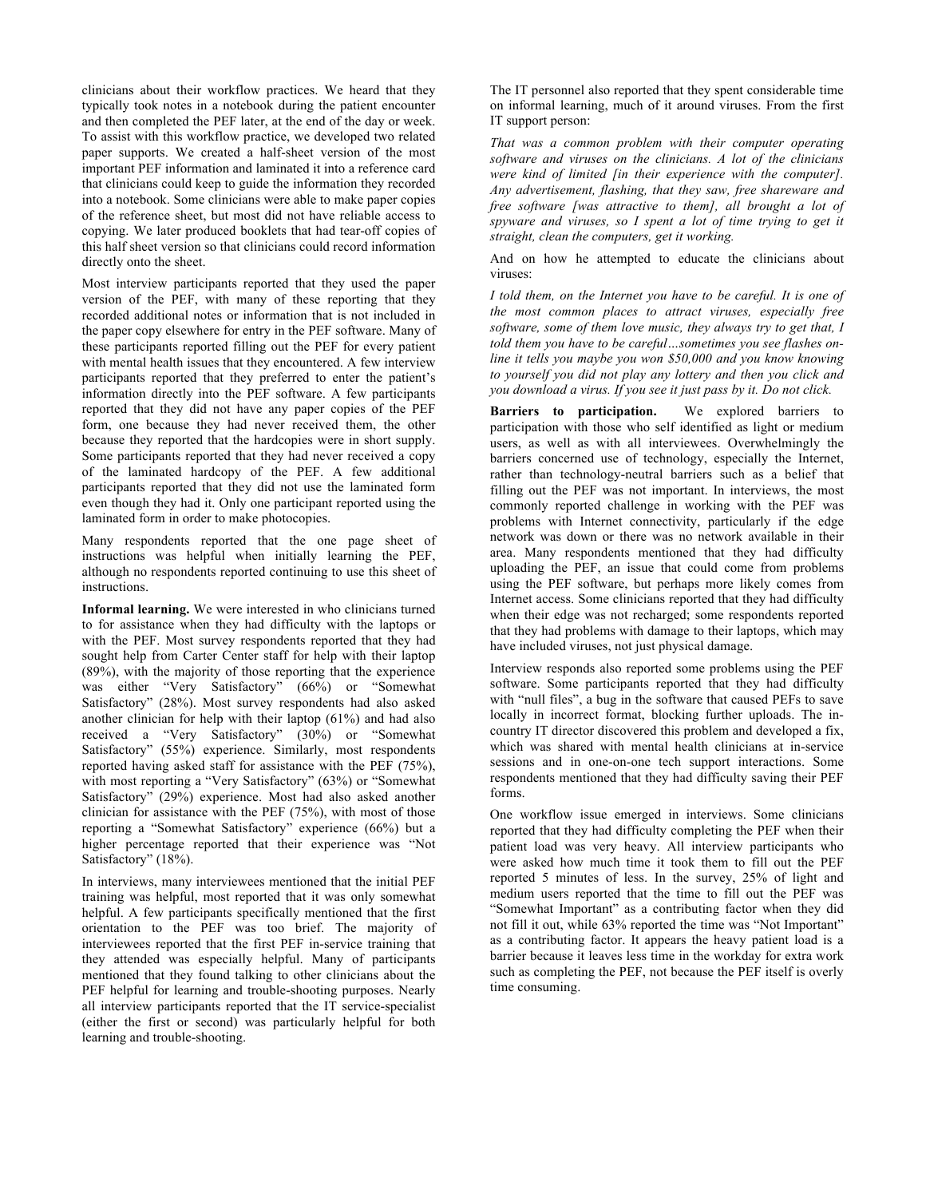clinicians about their workflow practices. We heard that they typically took notes in a notebook during the patient encounter and then completed the PEF later, at the end of the day or week. To assist with this workflow practice, we developed two related paper supports. We created a half-sheet version of the most important PEF information and laminated it into a reference card that clinicians could keep to guide the information they recorded into a notebook. Some clinicians were able to make paper copies of the reference sheet, but most did not have reliable access to copying. We later produced booklets that had tear-off copies of this half sheet version so that clinicians could record information directly onto the sheet.

Most interview participants reported that they used the paper version of the PEF, with many of these reporting that they recorded additional notes or information that is not included in the paper copy elsewhere for entry in the PEF software. Many of these participants reported filling out the PEF for every patient with mental health issues that they encountered. A few interview participants reported that they preferred to enter the patient's information directly into the PEF software. A few participants reported that they did not have any paper copies of the PEF form, one because they had never received them, the other because they reported that the hardcopies were in short supply. Some participants reported that they had never received a copy of the laminated hardcopy of the PEF. A few additional participants reported that they did not use the laminated form even though they had it. Only one participant reported using the laminated form in order to make photocopies.

Many respondents reported that the one page sheet of instructions was helpful when initially learning the PEF, although no respondents reported continuing to use this sheet of instructions.

**Informal learning.** We were interested in who clinicians turned to for assistance when they had difficulty with the laptops or with the PEF. Most survey respondents reported that they had sought help from Carter Center staff for help with their laptop (89%), with the majority of those reporting that the experience was either "Very Satisfactory" (66%) or "Somewhat Satisfactory" (28%). Most survey respondents had also asked another clinician for help with their laptop (61%) and had also received a "Very Satisfactory" (30%) or "Somewhat Satisfactory" (55%) experience. Similarly, most respondents reported having asked staff for assistance with the PEF (75%), with most reporting a "Very Satisfactory" (63%) or "Somewhat Satisfactory" (29%) experience. Most had also asked another clinician for assistance with the PEF (75%), with most of those reporting a "Somewhat Satisfactory" experience (66%) but a higher percentage reported that their experience was "Not Satisfactory" (18%).

In interviews, many interviewees mentioned that the initial PEF training was helpful, most reported that it was only somewhat helpful. A few participants specifically mentioned that the first orientation to the PEF was too brief. The majority of interviewees reported that the first PEF in-service training that they attended was especially helpful. Many of participants mentioned that they found talking to other clinicians about the PEF helpful for learning and trouble-shooting purposes. Nearly all interview participants reported that the IT service-specialist (either the first or second) was particularly helpful for both learning and trouble-shooting.

The IT personnel also reported that they spent considerable time on informal learning, much of it around viruses. From the first IT support person:

*That was a common problem with their computer operating software and viruses on the clinicians. A lot of the clinicians were kind of limited [in their experience with the computer]. Any advertisement, flashing, that they saw, free shareware and free software [was attractive to them], all brought a lot of spyware and viruses, so I spent a lot of time trying to get it straight, clean the computers, get it working.*

And on how he attempted to educate the clinicians about viruses:

*I told them, on the Internet you have to be careful. It is one of the most common places to attract viruses, especially free software, some of them love music, they always try to get that, I told them you have to be careful…sometimes you see flashes on-line it tells you maybe you won $50,000 and you know knowing to yourself you did not play any lottery and then you click and you download a virus. If you see it just pass by it. Do not click.*

**Barriers to participation.** We explored barriers to participation with those who self identified as light or medium users, as well as with all interviewees. Overwhelmingly the barriers concerned use of technology, especially the Internet, rather than technology-neutral barriers such as a belief that filling out the PEF was not important. In interviews, the most commonly reported challenge in working with the PEF was problems with Internet connectivity, particularly if the edge network was down or there was no network available in their area. Many respondents mentioned that they had difficulty uploading the PEF, an issue that could come from problems using the PEF software, but perhaps more likely comes from Internet access. Some clinicians reported that they had difficulty when their edge was not recharged; some respondents reported that they had problems with damage to their laptops, which may have included viruses, not just physical damage.

Interview responds also reported some problems using the PEF software. Some participants reported that they had difficulty with "null files", a bug in the software that caused PEFs to save locally in incorrect format, blocking further uploads. The in-country IT director discovered this problem and developed a fix, which was shared with mental health clinicians at in-service sessions and in one-on-one tech support interactions. Some respondents mentioned that they had difficulty saving their PEF forms.

One workflow issue emerged in interviews. Some clinicians reported that they had difficulty completing the PEF when their patient load was very heavy. All interview participants who were asked how much time it took them to fill out the PEF reported 5 minutes of less. In the survey, 25% of light and medium users reported that the time to fill out the PEF was "Somewhat Important" as a contributing factor when they did not fill it out, while 63% reported the time was "Not Important" as a contributing factor. It appears the heavy patient load is a barrier because it leaves less time in the workday for extra work such as completing the PEF, not because the PEF itself is overly time consuming.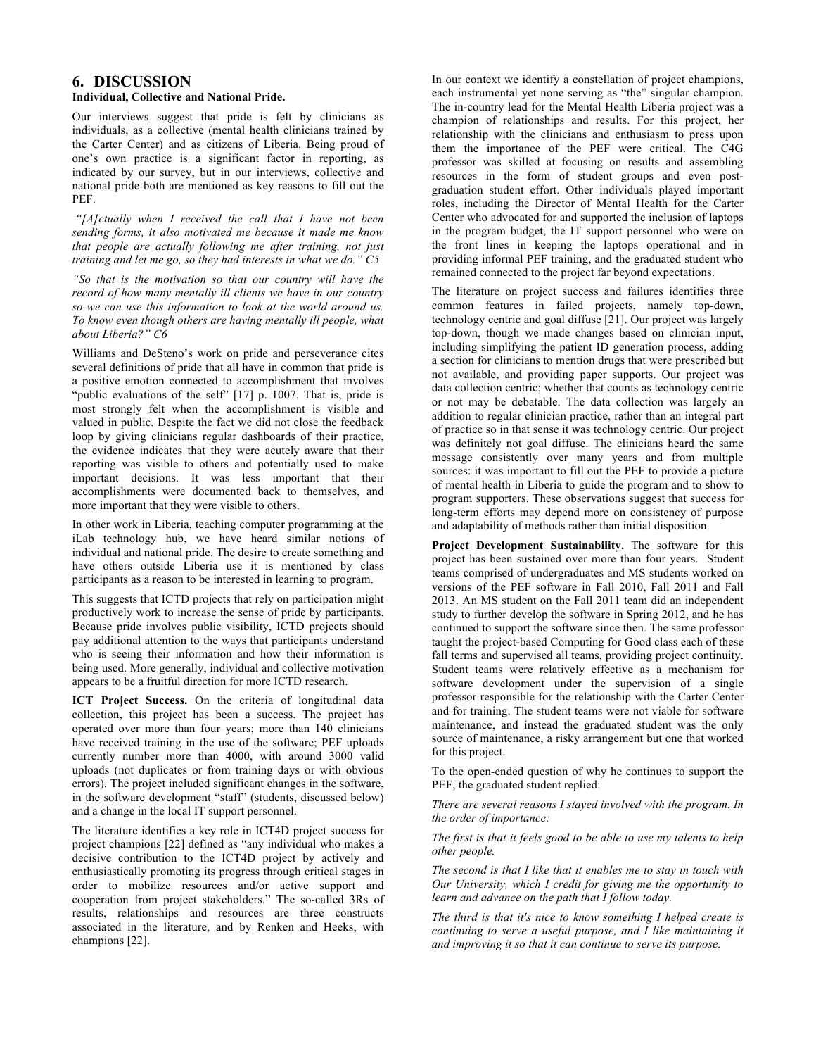# 6. DISCUSSION

**Individual, Collective and National Pride.**

Our interviews suggest that pride is felt by clinicians as individuals, as a collective (mental health clinicians trained by the Carter Center) and as citizens of Liberia. Being proud of one's own practice is a significant factor in reporting, as indicated by our survey, but in our interviews, collective and national pride both are mentioned as key reasons to fill out the PEF.

*"[A]ctually when I received the call that I have not been sending forms, it also motivated me because it made me know that people are actually following me after training, not just training and let me go, so they had interests in what we do." C5*

*"So that is the motivation so that our country will have the record of how many mentally ill clients we have in our country so we can use this information to look at the world around us. To know even though others are having mentally ill people, what about Liberia?" C6*

Williams and DeSteno's work on pride and perseverance cites several definitions of pride that all have in common that pride is a positive emotion connected to accomplishment that involves "public evaluations of the self" [17] p. 1007. That is, pride is most strongly felt when the accomplishment is visible and valued in public. Despite the fact we did not close the feedback loop by giving clinicians regular dashboards of their practice, the evidence indicates that they were acutely aware that their reporting was visible to others and potentially used to make important decisions. It was less important that their accomplishments were documented back to themselves, and more important that they were visible to others.

In other work in Liberia, teaching computer programming at the iLab technology hub, we have heard similar notions of individual and national pride. The desire to create something and have others outside Liberia use it is mentioned by class participants as a reason to be interested in learning to program.

This suggests that ICTD projects that rely on participation might productively work to increase the sense of pride by participants. Because pride involves public visibility, ICTD projects should pay additional attention to the ways that participants understand who is seeing their information and how their information is being used. More generally, individual and collective motivation appears to be a fruitful direction for more ICTD research.

**ICT Project Success.** On the criteria of longitudinal data collection, this project has been a success. The project has operated over more than four years; more than 140 clinicians have received training in the use of the software; PEF uploads currently number more than 4000, with around 3000 valid uploads (not duplicates or from training days or with obvious errors). The project included significant changes in the software, in the software development "staff" (students, discussed below) and a change in the local IT support personnel.

The literature identifies a key role in ICT4D project success for project champions [22] defined as "any individual who makes a decisive contribution to the ICT4D project by actively and enthusiastically promoting its progress through critical stages in order to mobilize resources and/or active support and cooperation from project stakeholders." The so-called 3Rs of results, relationships and resources are three constructs associated in the literature, and by Renken and Heeks, with champions [22].

In our context we identify a constellation of project champions, each instrumental yet none serving as "the" singular champion. The in-country lead for the Mental Health Liberia project was a champion of relationships and results. For this project, her relationship with the clinicians and enthusiasm to press upon them the importance of the PEF were critical. The C4G professor was skilled at focusing on results and assembling resources in the form of student groups and even post-graduation student effort. Other individuals played important roles, including the Director of Mental Health for the Carter Center who advocated for and supported the inclusion of laptops in the program budget, the IT support personnel who were on the front lines in keeping the laptops operational and in providing informal PEF training, and the graduated student who remained connected to the project far beyond expectations.

The literature on project success and failures identifies three common features in failed projects, namely top-down, technology centric and goal diffuse [21]. Our project was largely top-down, though we made changes based on clinician input, including simplifying the patient ID generation process, adding a section for clinicians to mention drugs that were prescribed but not available, and providing paper supports. Our project was data collection centric; whether that counts as technology centric or not may be debatable. The data collection was largely an addition to regular clinician practice, rather than an integral part of practice so in that sense it was technology centric. Our project was definitely not goal diffuse. The clinicians heard the same message consistently over many years and from multiple sources: it was important to fill out the PEF to provide a picture of mental health in Liberia to guide the program and to show to program supporters. These observations suggest that success for long-term efforts may depend more on consistency of purpose and adaptability of methods rather than initial disposition.

**Project Development Sustainability.** The software for this project has been sustained over more than four years. Student teams comprised of undergraduates and MS students worked on versions of the PEF software in Fall 2010, Fall 2011 and Fall 2013. An MS student on the Fall 2011 team did an independent study to further develop the software in Spring 2012, and he has continued to support the software since then. The same professor taught the project-based Computing for Good class each of these fall terms and supervised all teams, providing project continuity. Student teams were relatively effective as a mechanism for software development under the supervision of a single professor responsible for the relationship with the Carter Center and for training. The student teams were not viable for software maintenance, and instead the graduated student was the only source of maintenance, a risky arrangement but one that worked for this project.

To the open-ended question of why he continues to support the PEF, the graduated student replied:

*There are several reasons I stayed involved with the program. In the order of importance:*

*The first is that it feels good to be able to use my talents to help other people.*

*The second is that I like that it enables me to stay in touch with Our University, which I credit for giving me the opportunity to learn and advance on the path that I follow today.*

*The third is that it's nice to know something I helped create is continuing to serve a useful purpose, and I like maintaining it and improving it so that it can continue to serve its purpose.*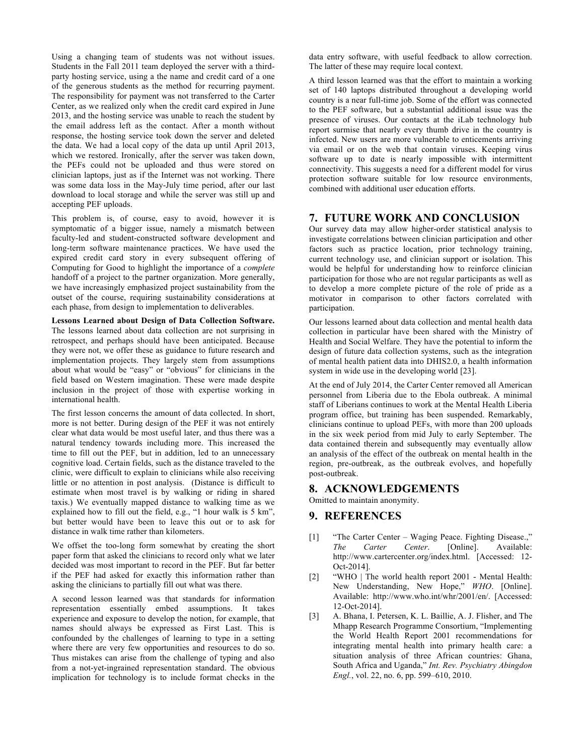Using a changing team of students was not without issues. Students in the Fall 2011 team deployed the server with a third-party hosting service, using a the name and credit card of a one of the generous students as the method for recurring payment. The responsibility for payment was not transferred to the Carter Center, as we realized only when the credit card expired in June 2013, and the hosting service was unable to reach the student by the email address left as the contact. After a month without response, the hosting service took down the server and deleted the data. We had a local copy of the data up until April 2013, which we restored. Ironically, after the server was taken down, the PEFs could not be uploaded and thus were stored on clinician laptops, just as if the Internet was not working. There was some data loss in the May-July time period, after our last download to local storage and while the server was still up and accepting PEF uploads.

This problem is, of course, easy to avoid, however it is symptomatic of a bigger issue, namely a mismatch between faculty-led and student-constructed software development and long-term software maintenance practices. We have used the expired credit card story in every subsequent offering of Computing for Good to highlight the importance of a *complete* handoff of a project to the partner organization. More generally, we have increasingly emphasized project sustainability from the outset of the course, requiring sustainability considerations at each phase, from design to implementation to deliverables.

**Lessons Learned about Design of Data Collection Software.** The lessons learned about data collection are not surprising in retrospect, and perhaps should have been anticipated. Because they were not, we offer these as guidance to future research and implementation projects. They largely stem from assumptions about what would be "easy" or "obvious" for clinicians in the field based on Western imagination. These were made despite inclusion in the project of those with expertise working in international health.

The first lesson concerns the amount of data collected. In short, more is not better. During design of the PEF it was not entirely clear what data would be most useful later, and thus there was a natural tendency towards including more. This increased the time to fill out the PEF, but in addition, led to an unnecessary cognitive load. Certain fields, such as the distance traveled to the clinic, were difficult to explain to clinicians while also receiving little or no attention in post analysis. (Distance is difficult to estimate when most travel is by walking or riding in shared taxis.) We eventually mapped distance to walking time as we explained how to fill out the field, e.g., "1 hour walk is 5 km", but better would have been to leave this out or to ask for distance in walk time rather than kilometers.

We offset the too-long form somewhat by creating the short paper form that asked the clinicians to record only what we later decided was most important to record in the PEF. But far better if the PEF had asked for exactly this information rather than asking the clinicians to partially fill out what was there.

A second lesson learned was that standards for information representation essentially embed assumptions. It takes experience and exposure to develop the notion, for example, that names should always be expressed as First Last. This is confounded by the challenges of learning to type in a setting where there are very few opportunities and resources to do so. Thus mistakes can arise from the challenge of typing and also from a not-yet-ingrained representation standard. The obvious implication for technology is to include format checks in the data entry software, with useful feedback to allow correction. The latter of these may require local context.

A third lesson learned was that the effort to maintain a working set of 140 laptops distributed throughout a developing world country is a near full-time job. Some of the effort was connected to the PEF software, but a substantial additional issue was the presence of viruses. Our contacts at the iLab technology hub report surmise that nearly every thumb drive in the country is infected. New users are more vulnerable to enticements arriving via email or on the web that contain viruses. Keeping virus software up to date is nearly impossible with intermittent connectivity. This suggests a need for a different model for virus protection software suitable for low resource environments, combined with additional user education efforts.

## 7. FUTURE WORK AND CONCLUSION

Our survey data may allow higher-order statistical analysis to investigate correlations between clinician participation and other factors such as practice location, prior technology training, current technology use, and clinician support or isolation. This would be helpful for understanding how to reinforce clinician participation for those who are not regular participants as well as to develop a more complete picture of the role of pride as a motivator in comparison to other factors correlated with participation.

Our lessons learned about data collection and mental health data collection in particular have been shared with the Ministry of Health and Social Welfare. They have the potential to inform the design of future data collection systems, such as the integration of mental health patient data into DHIS2.0, a health information system in wide use in the developing world [23].

At the end of July 2014, the Carter Center removed all American personnel from Liberia due to the Ebola outbreak. A minimal staff of Liberians continues to work at the Mental Health Liberia program office, but training has been suspended. Remarkably, clinicians continue to upload PEFs, with more than 200 uploads in the six week period from mid July to early September. The data contained therein and subsequently may eventually allow an analysis of the effect of the outbreak on mental health in the region, pre-outbreak, as the outbreak evolves, and hopefully post-outbreak.

## 8. ACKNOWLEDGEMENTS

Omitted to maintain anonymity.

## 9. REFERENCES

[1] "The Carter Center – Waging Peace. Fighting Disease.," *The Carter Center*. [Online]. Available: http://www.cartercenter.org/index.html. [Accessed: 12-Oct-2014].

[2] "WHO | The world health report 2001 - Mental Health: New Understanding, New Hope," *WHO*. [Online]. Available: http://www.who.int/whr/2001/en/. [Accessed: 12-Oct-2014].

[3] A. Bhana, I. Petersen, K. L. Baillie, A. J. Flisher, and The Mhapp Research Programme Consortium, "Implementing the World Health Report 2001 recommendations for integrating mental health into primary health care: a situation analysis of three African countries: Ghana, South Africa and Uganda," *Int. Rev. Psychiatry Abingdon Engl.*, vol. 22, no. 6, pp. 599–610, 2010.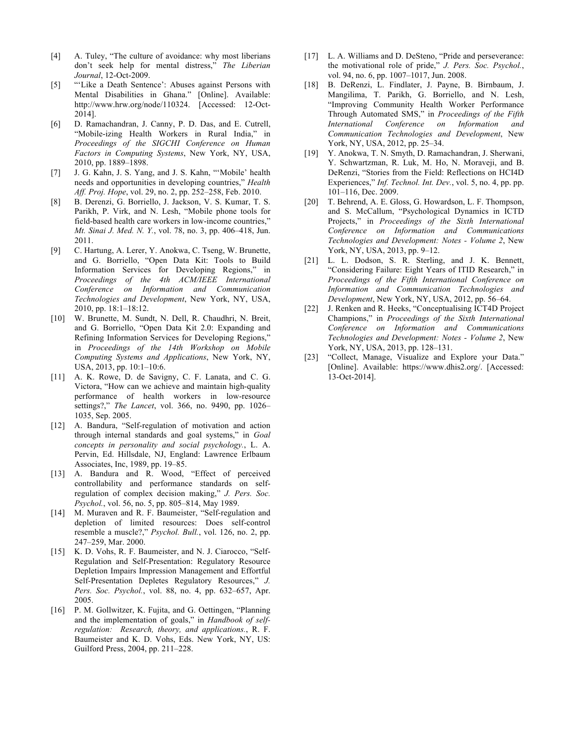[4] A. Tuley, "The culture of avoidance: why most liberians don't seek help for mental distress," *The Liberian Journal*, 12-Oct-2009.

[5] "'Like a Death Sentence': Abuses against Persons with Mental Disabilities in Ghana." [Online]. Available: http://www.hrw.org/node/110324. [Accessed: 12-Oct-2014].

[6] D. Ramachandran, J. Canny, P. D. Das, and E. Cutrell, "Mobile-izing Health Workers in Rural India," in *Proceedings of the SIGCHI Conference on Human Factors in Computing Systems*, New York, NY, USA, 2010, pp. 1889–1898.

[7] J. G. Kahn, J. S. Yang, and J. S. Kahn, "'Mobile' health needs and opportunities in developing countries," *Health Aff. Proj. Hope*, vol. 29, no. 2, pp. 252–258, Feb. 2010.

[8] B. Derenzi, G. Borriello, J. Jackson, V. S. Kumar, T. S. Parikh, P. Virk, and N. Lesh, "Mobile phone tools for field-based health care workers in low-income countries," *Mt. Sinai J. Med. N. Y.*, vol. 78, no. 3, pp. 406–418, Jun. 2011.

[9] C. Hartung, A. Lerer, Y. Anokwa, C. Tseng, W. Brunette, and G. Borriello, "Open Data Kit: Tools to Build Information Services for Developing Regions," in *Proceedings of the 4th ACM/IEEE International Conference on Information and Communication Technologies and Development*, New York, NY, USA, 2010, pp. 18:1–18:12.

[10] W. Brunette, M. Sundt, N. Dell, R. Chaudhri, N. Breit, and G. Borriello, "Open Data Kit 2.0: Expanding and Refining Information Services for Developing Regions," in *Proceedings of the 14th Workshop on Mobile Computing Systems and Applications*, New York, NY, USA, 2013, pp. 10:1–10:6.

[11] A. K. Rowe, D. de Savigny, C. F. Lanata, and C. G. Victora, "How can we achieve and maintain high-quality performance of health workers in low-resource settings?," *The Lancet*, vol. 366, no. 9490, pp. 1026–1035, Sep. 2005.

[12] A. Bandura, "Self-regulation of motivation and action through internal standards and goal systems," in *Goal concepts in personality and social psychology.*, L. A. Pervin, Ed. Hillsdale, NJ, England: Lawrence Erlbaum Associates, Inc, 1989, pp. 19–85.

[13] A. Bandura and R. Wood, "Effect of perceived controllability and performance standards on self-regulation of complex decision making," *J. Pers. Soc. Psychol.*, vol. 56, no. 5, pp. 805–814, May 1989.

[14] M. Muraven and R. F. Baumeister, "Self-regulation and depletion of limited resources: Does self-control resemble a muscle?," *Psychol. Bull.*, vol. 126, no. 2, pp. 247–259, Mar. 2000.

[15] K. D. Vohs, R. F. Baumeister, and N. J. Ciarocco, "Self-Regulation and Self-Presentation: Regulatory Resource Depletion Impairs Impression Management and Effortful Self-Presentation Depletes Regulatory Resources," *J. Pers. Soc. Psychol.*, vol. 88, no. 4, pp. 632–657, Apr. 2005.

[16] P. M. Gollwitzer, K. Fujita, and G. Oettingen, "Planning and the implementation of goals," in *Handbook of self-regulation: Research, theory, and applications.*, R. F. Baumeister and K. D. Vohs, Eds. New York, NY, US: Guilford Press, 2004, pp. 211–228.

[17] L. A. Williams and D. DeSteno, "Pride and perseverance: the motivational role of pride," *J. Pers. Soc. Psychol.*, vol. 94, no. 6, pp. 1007–1017, Jun. 2008.

[18] B. DeRenzi, L. Findlater, J. Payne, B. Birnbaum, J. Mangilima, T. Parikh, G. Borriello, and N. Lesh, "Improving Community Health Worker Performance Through Automated SMS," in *Proceedings of the Fifth International Conference on Information and Communication Technologies and Development*, New York, NY, USA, 2012, pp. 25–34.

[19] Y. Anokwa, T. N. Smyth, D. Ramachandran, J. Sherwani, Y. Schwartzman, R. Luk, M. Ho, N. Moraveji, and B. DeRenzi, "Stories from the Field: Reflections on HCI4D Experiences," *Inf. Technol. Int. Dev.*, vol. 5, no. 4, pp. pp. 101–116, Dec. 2009.

[20] T. Behrend, A. E. Gloss, G. Howardson, L. F. Thompson, and S. McCallum, "Psychological Dynamics in ICTD Projects," in *Proceedings of the Sixth International Conference on Information and Communications Technologies and Development: Notes - Volume 2*, New York, NY, USA, 2013, pp. 9–12.

[21] L. L. Dodson, S. R. Sterling, and J. K. Bennett, "Considering Failure: Eight Years of ITID Research," in *Proceedings of the Fifth International Conference on Information and Communication Technologies and Development*, New York, NY, USA, 2012, pp. 56–64.

[22] J. Renken and R. Heeks, "Conceptualising ICT4D Project Champions," in *Proceedings of the Sixth International Conference on Information and Communications Technologies and Development: Notes - Volume 2*, New York, NY, USA, 2013, pp. 128–131.

[23] "Collect, Manage, Visualize and Explore your Data." [Online]. Available: https://www.dhis2.org/. [Accessed: 13-Oct-2014].